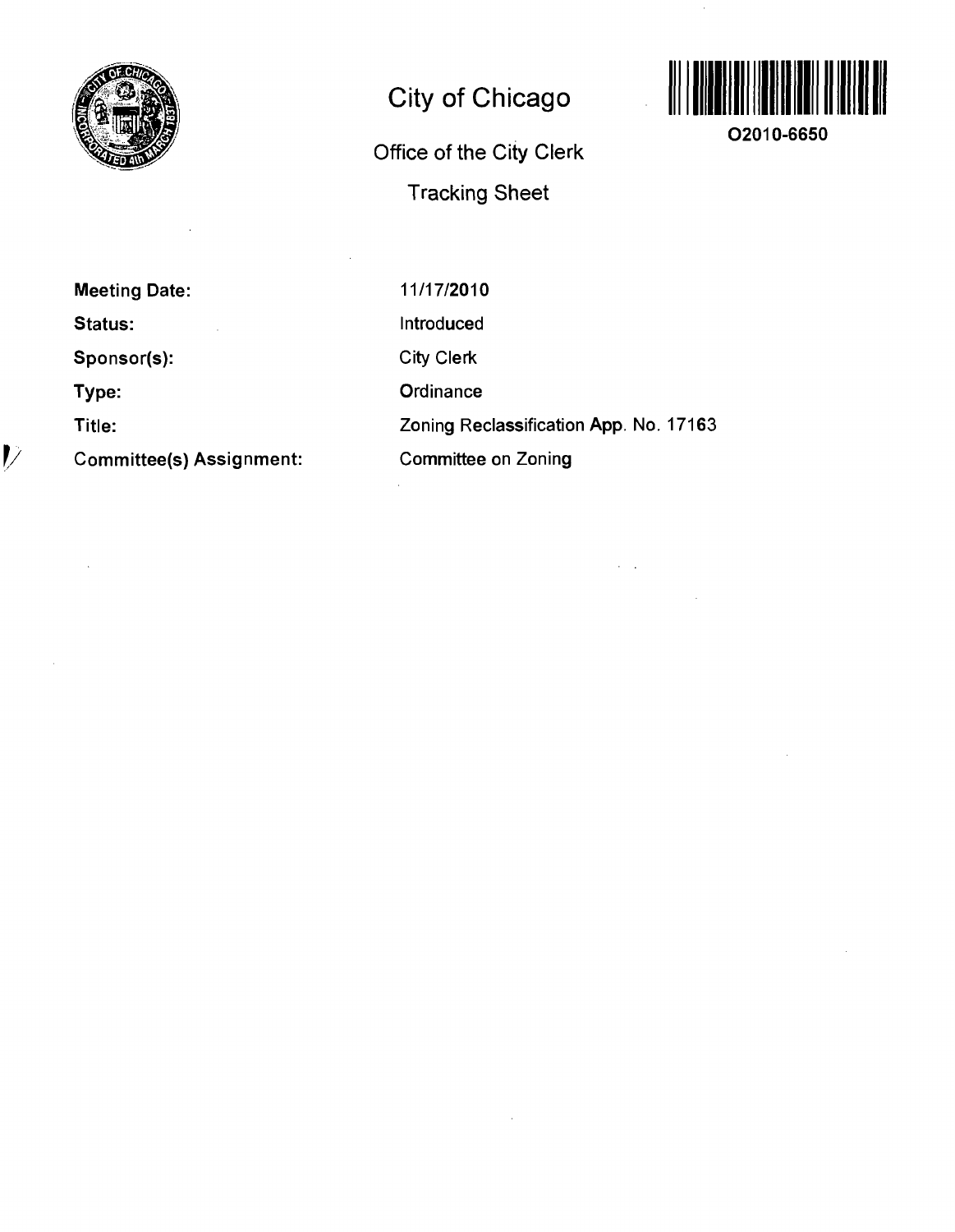# City of Chicago

Office of the City Clerk

Tracking Sheet

O2010-6650

| | |
|---|---|
| **Meeting Date:** | 11/17/2010 |
| **Status:** | Introduced |
| **Sponsor(s):** | City Clerk |
| **Type:** | Ordinance |
| **Title:** | Zoning Reclassification App. No. 17163 |
| **Committee(s) Assignment:** | Committee on Zoning |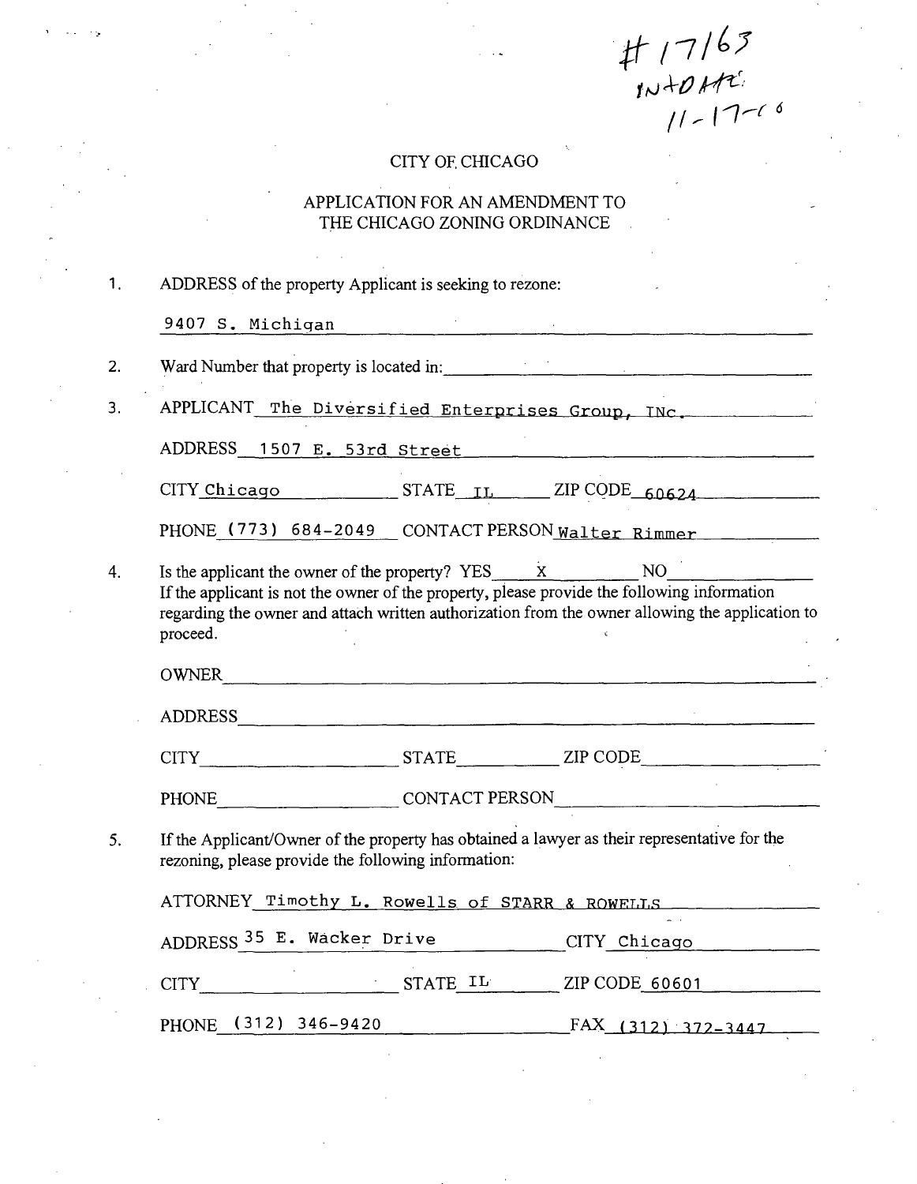#17163
INTRO DATE:
11-17-06

CITY OF CHICAGO

APPLICATION FOR AN AMENDMENT TO
THE CHICAGO ZONING ORDINANCE

1. ADDRESS of the property Applicant is seeking to rezone:

   9407 S. Michigan

2. Ward Number that property is located in: ____________________

3. APPLICANT The Diversified Enterprises Group, INc.

   ADDRESS 1507 E. 53rd Street

   CITY Chicago STATE IL ZIP CODE 60624

   PHONE (773) 684-2049 CONTACT PERSON Walter Rimmer

4. Is the applicant the owner of the property? YES X NO ______
   If the applicant is not the owner of the property, please provide the following information regarding the owner and attach written authorization from the owner allowing the application to proceed.

   OWNER ____________________

   ADDRESS ____________________

   CITY ______ STATE ______ ZIP CODE ______

   PHONE ______ CONTACT PERSON ______

5. If the Applicant/Owner of the property has obtained a lawyer as their representative for the rezoning, please provide the following information:

   ATTORNEY Timothy L. Rowells of STARR & ROWELLS

   ADDRESS 35 E. Wacker Drive CITY Chicago

   CITY ______ STATE IL ZIP CODE 60601

   PHONE (312) 346-9420 FAX (312) 372-3447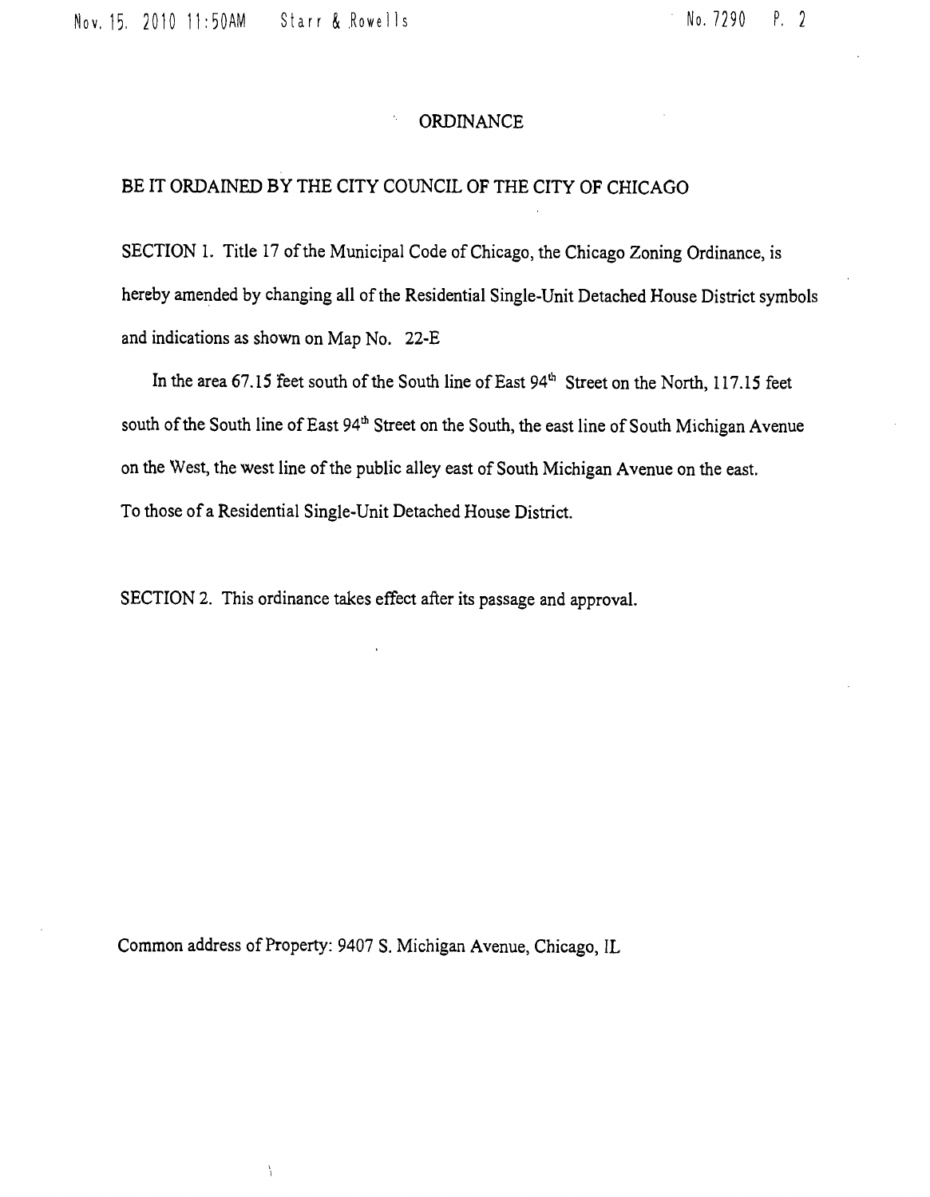# ORDINANCE

BE IT ORDAINED BY THE CITY COUNCIL OF THE CITY OF CHICAGO

SECTION 1. Title 17 of the Municipal Code of Chicago, the Chicago Zoning Ordinance, is hereby amended by changing all of the Residential Single-Unit Detached House District symbols and indications as shown on Map No. 22-E

In the area 67.15 feet south of the South line of East 94th Street on the North, 117.15 feet south of the South line of East 94th Street on the South, the east line of South Michigan Avenue on the West, the west line of the public alley east of South Michigan Avenue on the east. To those of a Residential Single-Unit Detached House District.

SECTION 2. This ordinance takes effect after its passage and approval.

Common address of Property: 9407 S. Michigan Avenue, Chicago, IL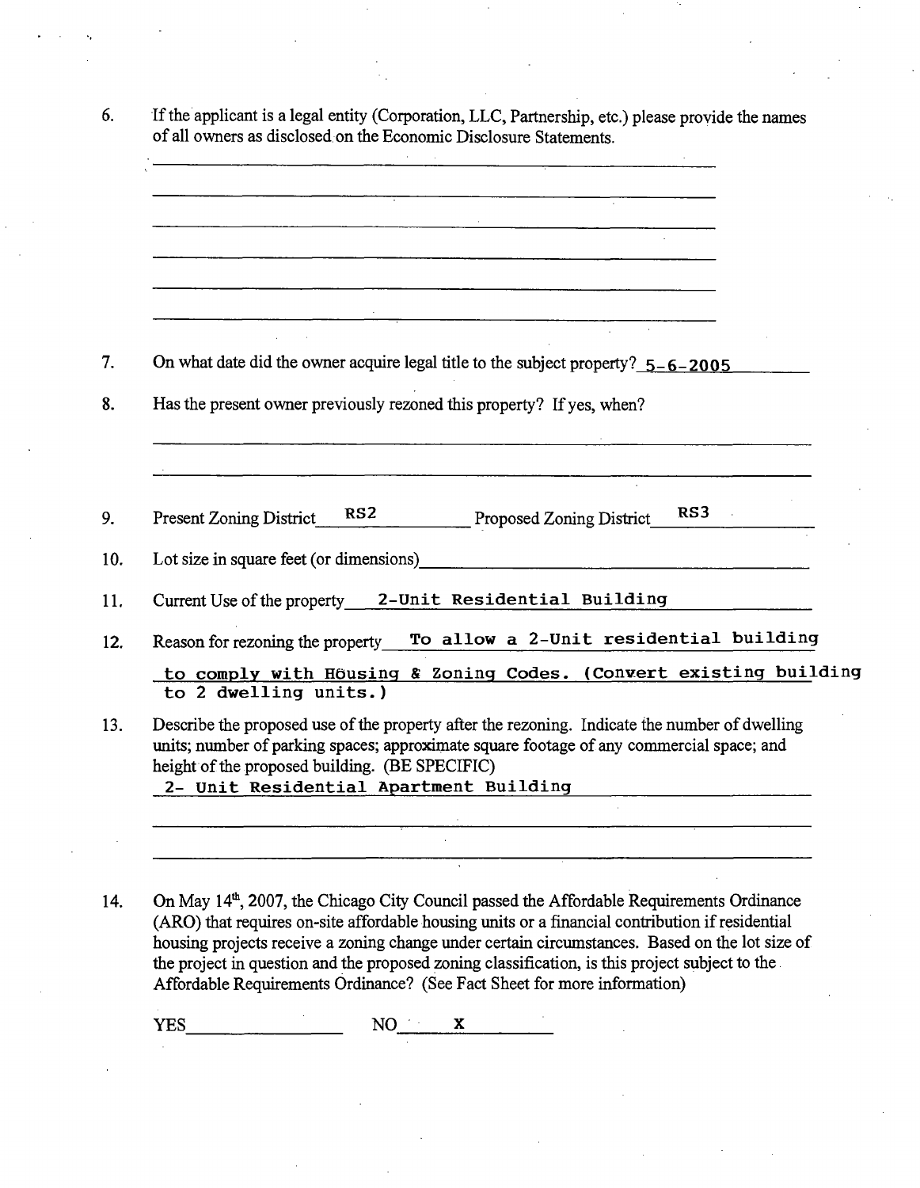6. If the applicant is a legal entity (Corporation, LLC, Partnership, etc.) please provide the names of all owners as disclosed on the Economic Disclosure Statements.

______________________________________________

______________________________________________

______________________________________________

______________________________________________

______________________________________________

______________________________________________

7. On what date did the owner acquire legal title to the subject property? 5-6-2005

8. Has the present owner previously rezoned this property? If yes, when?

______________________________________________

______________________________________________

9. Present Zoning District RS2 Proposed Zoning District RS3

10. Lot size in square feet (or dimensions) ______________________

11. Current Use of the property 2-Unit Residential Building

12. Reason for rezoning the property To allow a 2-Unit residential building to comply with Housing & Zoning Codes. (Convert existing building to 2 dwelling units.)

13. Describe the proposed use of the property after the rezoning. Indicate the number of dwelling units; number of parking spaces; approximate square footage of any commercial space; and height of the proposed building. (BE SPECIFIC)

 2- Unit Residential Apartment Building

______________________________________________

______________________________________________

14. On May 14th, 2007, the Chicago City Council passed the Affordable Requirements Ordinance (ARO) that requires on-site affordable housing units or a financial contribution if residential housing projects receive a zoning change under certain circumstances. Based on the lot size of the project in question and the proposed zoning classification, is this project subject to the Affordable Requirements Ordinance? (See Fact Sheet for more information)

YES ____________ NO X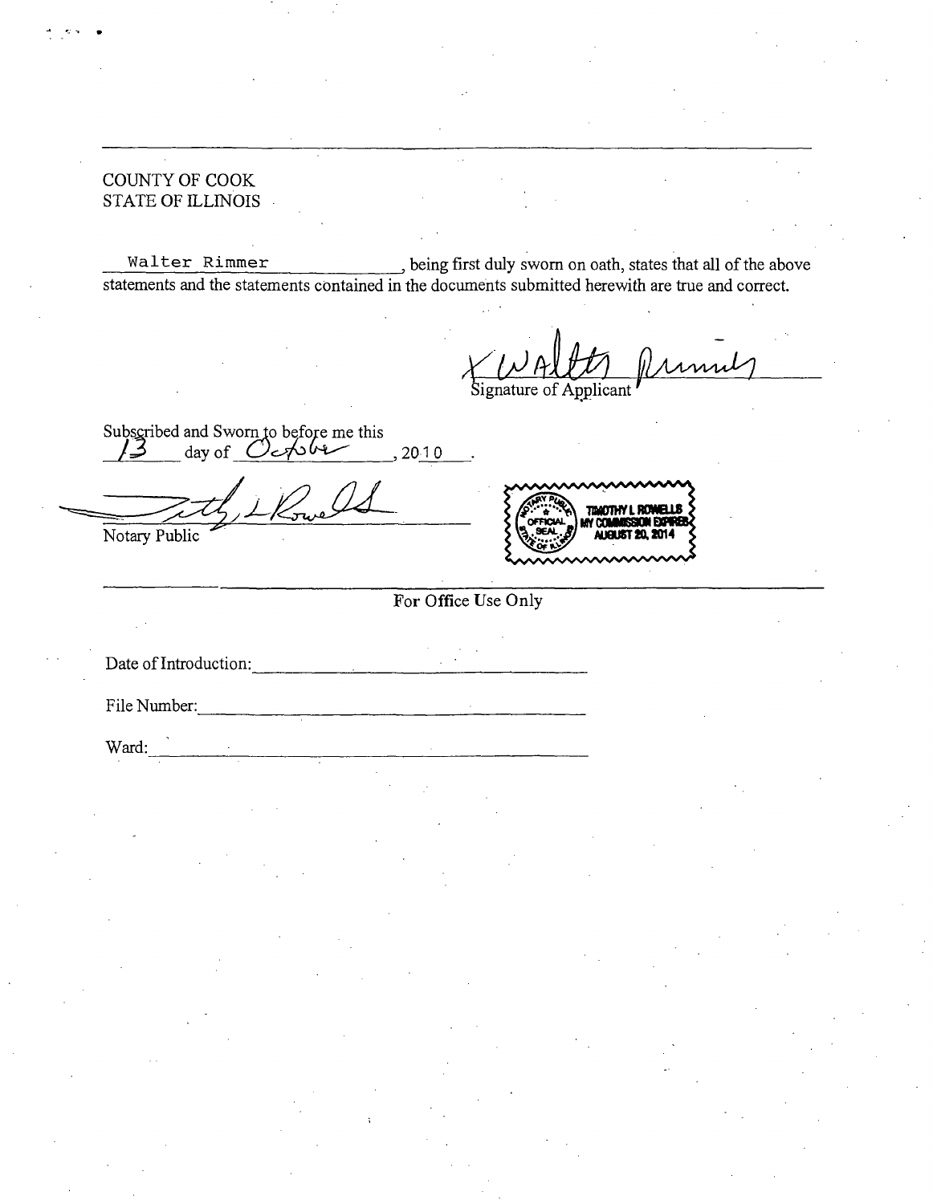---

COUNTY OF COOK
STATE OF ILLINOIS

Walter Rimmer, being first duly sworn on oath, states that all of the above statements and the statements contained in the documents submitted herewith are true and correct.

X Walter Rimmer
Signature of Applicant

Subscribed and Sworn to before me this 13 day of October, 2010.

Timothy L Rowells
Notary Public

NOTARY PUBLIC OFFICIAL SEAL STATE OF ILLINOIS
TIMOTHY L ROWELLS
MY COMMISSION EXPIRES AUGUST 20, 2014

---

For Office Use Only

Date of Introduction: ______________________

File Number: ______________________

Ward: ______________________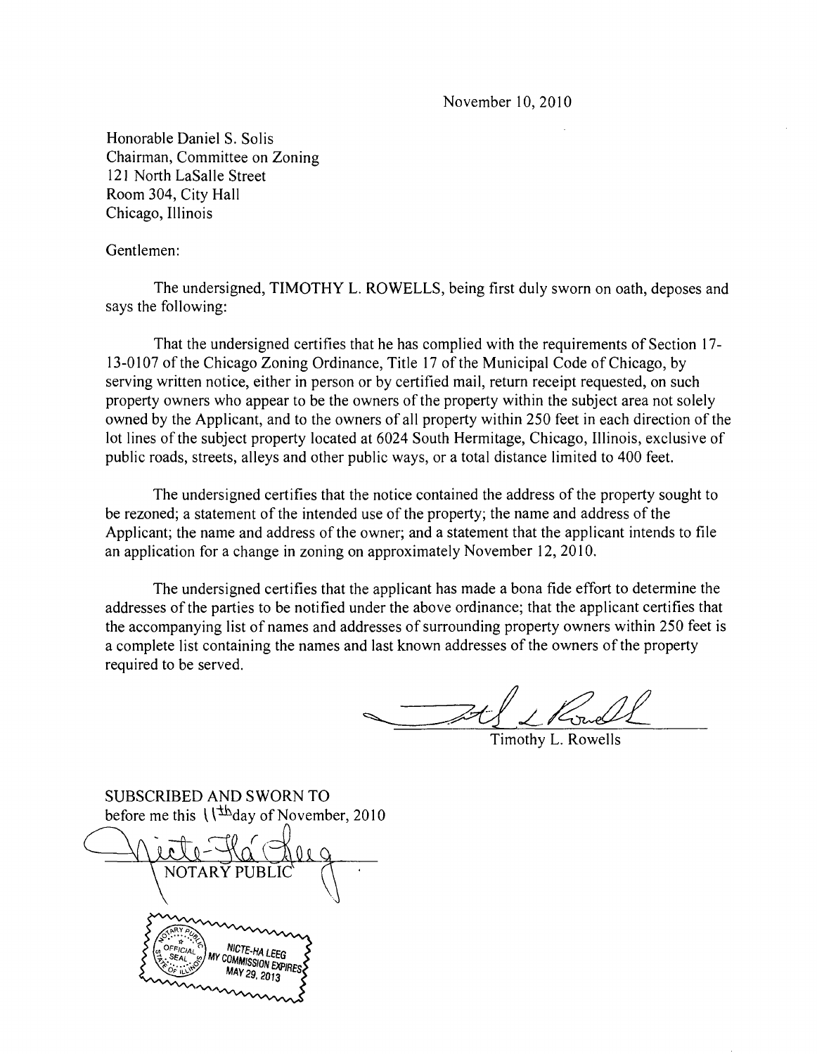November 10, 2010

Honorable Daniel S. Solis
Chairman, Committee on Zoning
121 North LaSalle Street
Room 304, City Hall
Chicago, Illinois

Gentlemen:

The undersigned, TIMOTHY L. ROWELLS, being first duly sworn on oath, deposes and says the following:

That the undersigned certifies that he has complied with the requirements of Section 17-13-0107 of the Chicago Zoning Ordinance, Title 17 of the Municipal Code of Chicago, by serving written notice, either in person or by certified mail, return receipt requested, on such property owners who appear to be the owners of the property within the subject area not solely owned by the Applicant, and to the owners of all property within 250 feet in each direction of the lot lines of the subject property located at 6024 South Hermitage, Chicago, Illinois, exclusive of public roads, streets, alleys and other public ways, or a total distance limited to 400 feet.

The undersigned certifies that the notice contained the address of the property sought to be rezoned; a statement of the intended use of the property; the name and address of the Applicant; the name and address of the owner; and a statement that the applicant intends to file an application for a change in zoning on approximately November 12, 2010.

The undersigned certifies that the applicant has made a bona fide effort to determine the addresses of the parties to be notified under the above ordinance; that the applicant certifies that the accompanying list of names and addresses of surrounding property owners within 250 feet is a complete list containing the names and last known addresses of the owners of the property required to be served.

Timothy L. Rowells

SUBSCRIBED AND SWORN TO
before me this 11th day of November, 2010

NOTARY PUBLIC

OFFICIAL SEAL
NICTE-HA LEEG
NOTARY PUBLIC - STATE OF ILLINOIS
MY COMMISSION EXPIRES MAY 29, 2013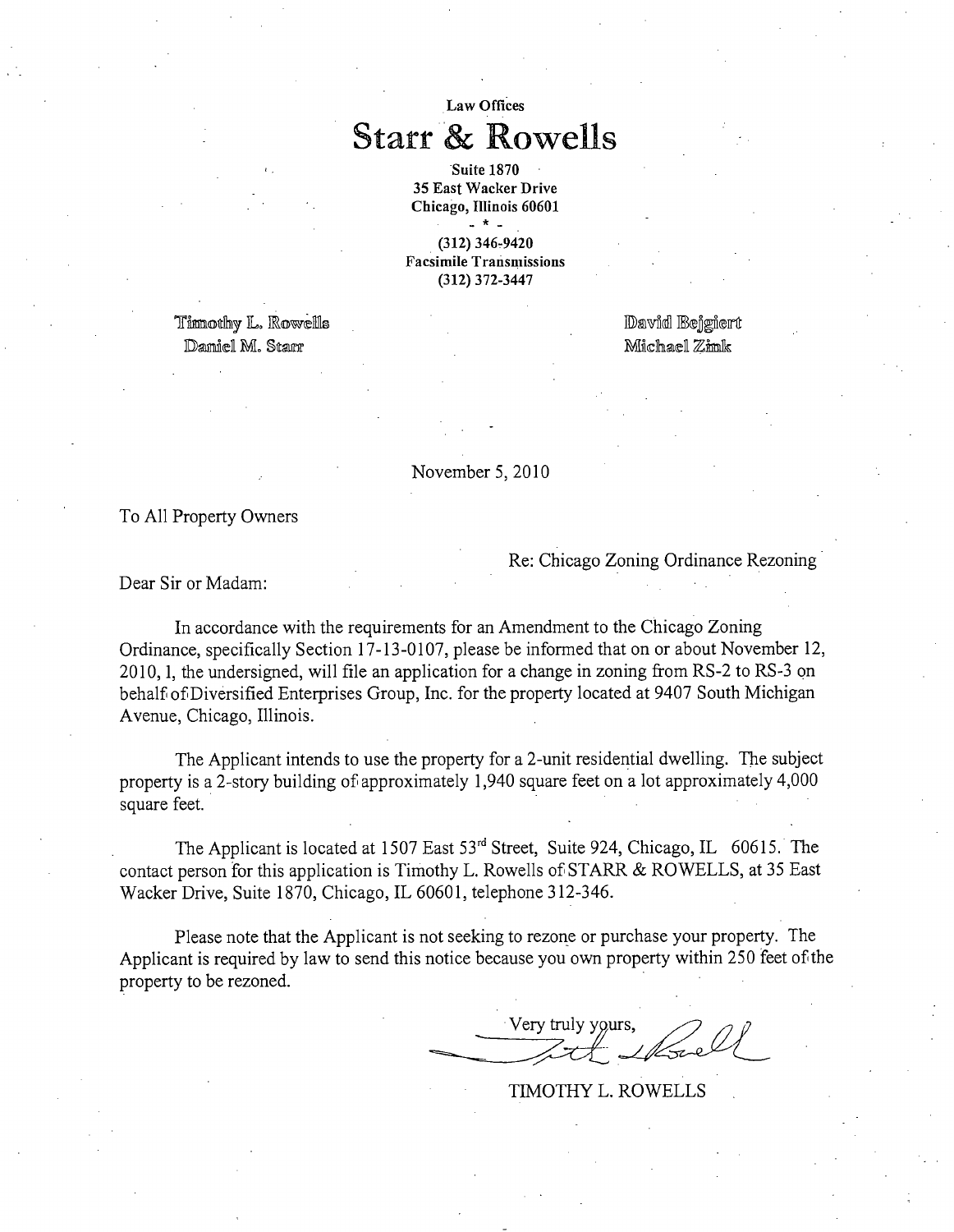Law Offices

# Starr & Rowells

Suite 1870
35 East Wacker Drive
Chicago, Illinois 60601

- * -

(312) 346-9420
Facsimile Transmissions
(312) 372-3447

Timothy L. Rowells
Daniel M. Starr

David Bejgiert
Michael Zink

November 5, 2010

To All Property Owners

Re: Chicago Zoning Ordinance Rezoning

Dear Sir or Madam:

In accordance with the requirements for an Amendment to the Chicago Zoning Ordinance, specifically Section 17-13-0107, please be informed that on or about November 12, 2010, I, the undersigned, will file an application for a change in zoning from RS-2 to RS-3 on behalf of Diversified Enterprises Group, Inc. for the property located at 9407 South Michigan Avenue, Chicago, Illinois.

The Applicant intends to use the property for a 2-unit residential dwelling. The subject property is a 2-story building of approximately 1,940 square feet on a lot approximately 4,000 square feet.

The Applicant is located at 1507 East 53rd Street, Suite 924, Chicago, IL 60615. The contact person for this application is Timothy L. Rowells of STARR & ROWELLS, at 35 East Wacker Drive, Suite 1870, Chicago, IL 60601, telephone 312-346.

Please note that the Applicant is not seeking to rezone or purchase your property. The Applicant is required by law to send this notice because you own property within 250 feet of the property to be rezoned.

Very truly yours,

TIMOTHY L. ROWELLS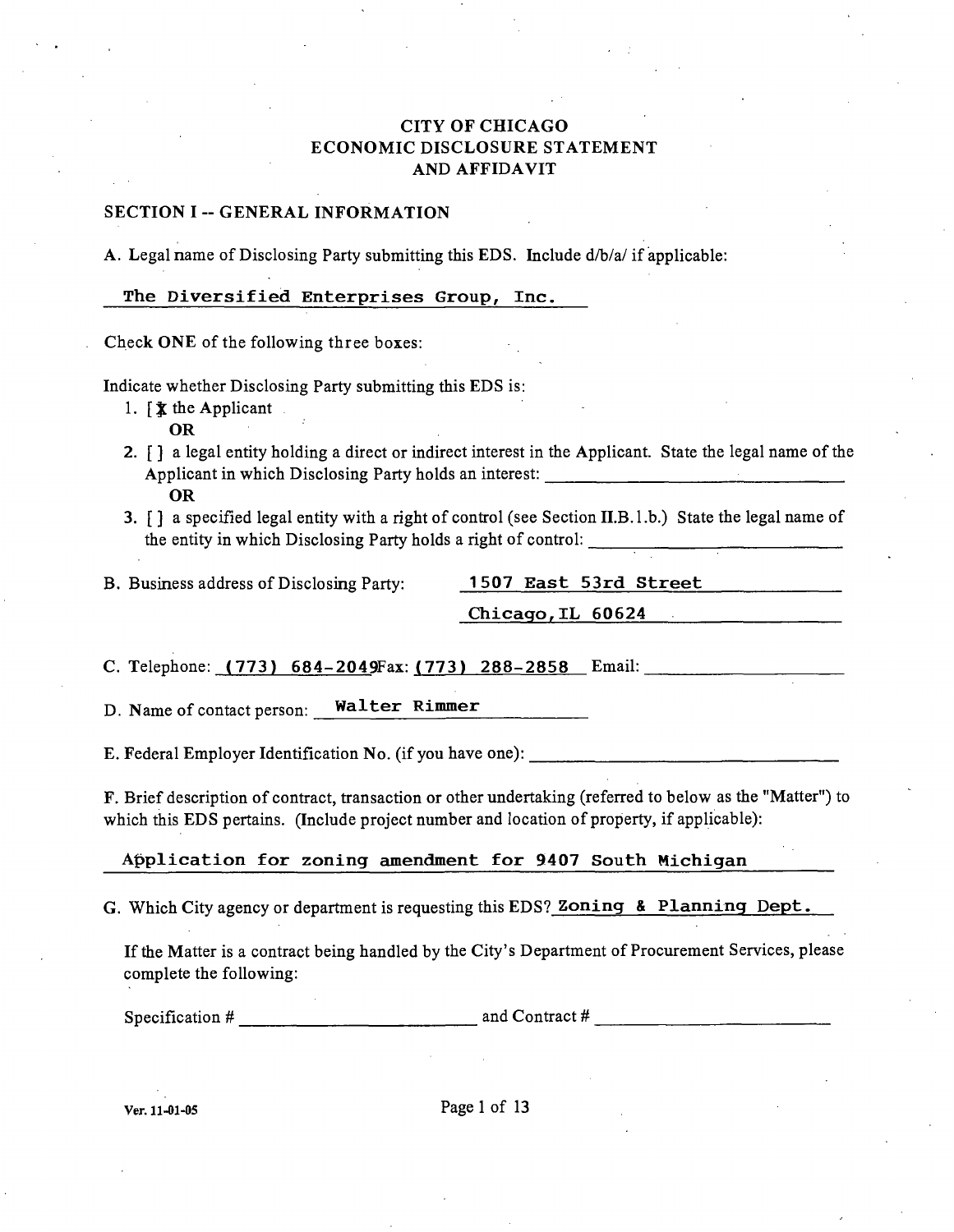# CITY OF CHICAGO
# ECONOMIC DISCLOSURE STATEMENT
# AND AFFIDAVIT

## SECTION I -- GENERAL INFORMATION

A. Legal name of Disclosing Party submitting this EDS. Include d/b/a/ if applicable:

The Diversified Enterprises Group, Inc.

Check **ONE** of the following three boxes:

Indicate whether Disclosing Party submitting this EDS is:

1. [X] the Applicant
   **OR**
2. [ ] a legal entity holding a direct or indirect interest in the Applicant. State the legal name of the Applicant in which Disclosing Party holds an interest: ____________________
   **OR**
3. [ ] a specified legal entity with a right of control (see Section II.B.1.b.) State the legal name of the entity in which Disclosing Party holds a right of control: ____________________

B. Business address of Disclosing Party: 1507 East 53rd Street
Chicago, IL 60624

C. Telephone: (773) 684-2049 Fax: (773) 288-2858 Email: ____________________

D. Name of contact person: Walter Rimmer

E. Federal Employer Identification No. (if you have one): ____________________

F. Brief description of contract, transaction or other undertaking (referred to below as the "Matter") to which this EDS pertains. (Include project number and location of property, if applicable):

Application for zoning amendment for 9407 South Michigan

G. Which City agency or department is requesting this EDS? Zoning & Planning Dept.

If the Matter is a contract being handled by the City's Department of Procurement Services, please complete the following:

Specification # ____________________ and Contract # ____________________

Ver. 11-01-05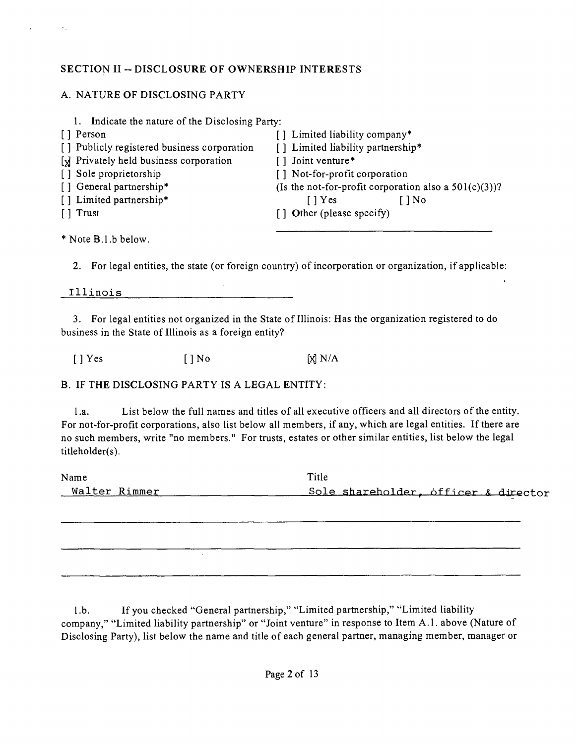## SECTION II -- DISCLOSURE OF OWNERSHIP INTERESTS

### A. NATURE OF DISCLOSING PARTY

1. Indicate the nature of the Disclosing Party:

[ ] Person
[ ] Publicly registered business corporation
[X] Privately held business corporation
[ ] Sole proprietorship
[ ] General partnership*
[ ] Limited partnership*
[ ] Trust
[ ] Limited liability company*
[ ] Limited liability partnership*
[ ] Joint venture*
[ ] Not-for-profit corporation
(Is the not-for-profit corporation also a 501(c)(3))?
[ ] Yes [ ] No
[ ] Other (please specify)

\_\_\_\_\_\_\_\_\_\_\_\_\_\_\_\_\_\_\_\_\_\_\_\_\_\_\_\_\_\_\_\_\_\_\_\_

* Note B.1.b below.

2. For legal entities, the state (or foreign country) of incorporation or organization, if applicable:

Illinois

3. For legal entities not organized in the State of Illinois: Has the organization registered to do business in the State of Illinois as a foreign entity?

[ ] Yes [ ] No [X] N/A

### B. IF THE DISCLOSING PARTY IS A LEGAL ENTITY:

1.a. List below the full names and titles of all executive officers and all directors of the entity. For not-for-profit corporations, also list below all members, if any, which are legal entities. If there are no such members, write "no members." For trusts, estates or other similar entities, list below the legal titleholder(s).

| Name | Title |
|---|---|
| Walter Rimmer | Sole shareholder, officer & director |
| | |
| | |
| | |

1.b. If you checked "General partnership," "Limited partnership," "Limited liability company," "Limited liability partnership" or "Joint venture" in response to Item A.1. above (Nature of Disclosing Party), list below the name and title of each general partner, managing member, manager or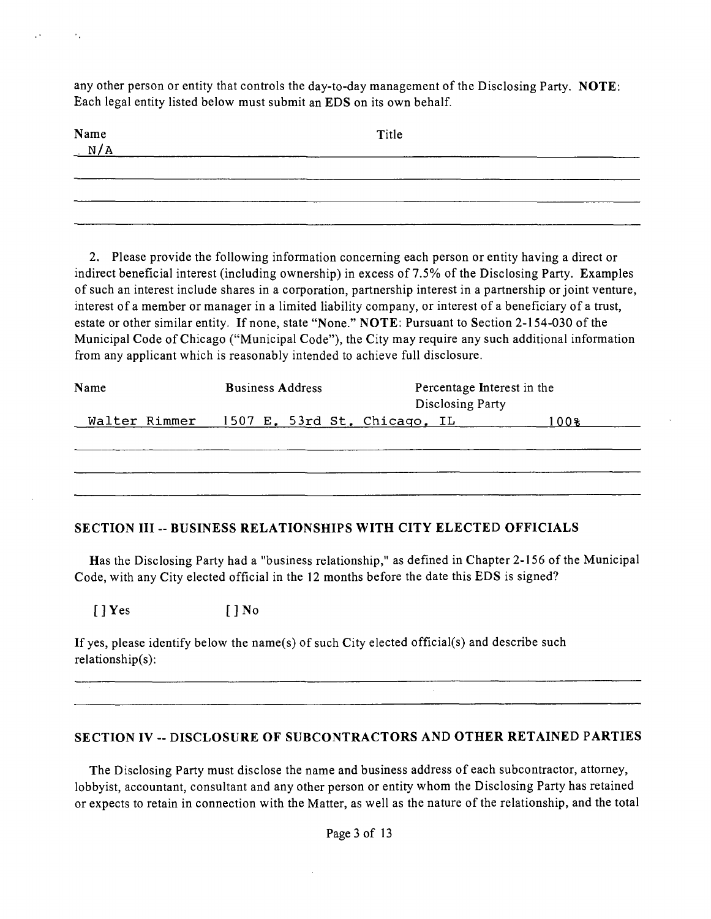any other person or entity that controls the day-to-day management of the Disclosing Party. **NOTE**: Each legal entity listed below must submit an EDS on its own behalf.

| Name | Title |
| --- | --- |
| N/A | |
| | |
| | |
| | |

2. Please provide the following information concerning each person or entity having a direct or indirect beneficial interest (including ownership) in excess of 7.5% of the Disclosing Party. Examples of such an interest include shares in a corporation, partnership interest in a partnership or joint venture, interest of a member or manager in a limited liability company, or interest of a beneficiary of a trust, estate or other similar entity. If none, state "None." **NOTE**: Pursuant to Section 2-154-030 of the Municipal Code of Chicago ("Municipal Code"), the City may require any such additional information from any applicant which is reasonably intended to achieve full disclosure.

| Name | Business Address | Percentage Interest in the Disclosing Party |
| --- | --- | --- |
| Walter Rimmer | 1507 E. 53rd St. Chicago, IL | 100% |
| | | |
| | | |
| | | |

## SECTION III -- BUSINESS RELATIONSHIPS WITH CITY ELECTED OFFICIALS

Has the Disclosing Party had a "business relationship," as defined in Chapter 2-156 of the Municipal Code, with any City elected official in the 12 months before the date this EDS is signed?

[ ] Yes [ ] No

If yes, please identify below the name(s) of such City elected official(s) and describe such relationship(s):

## SECTION IV -- DISCLOSURE OF SUBCONTRACTORS AND OTHER RETAINED PARTIES

The Disclosing Party must disclose the name and business address of each subcontractor, attorney, lobbyist, accountant, consultant and any other person or entity whom the Disclosing Party has retained or expects to retain in connection with the Matter, as well as the nature of the relationship, and the total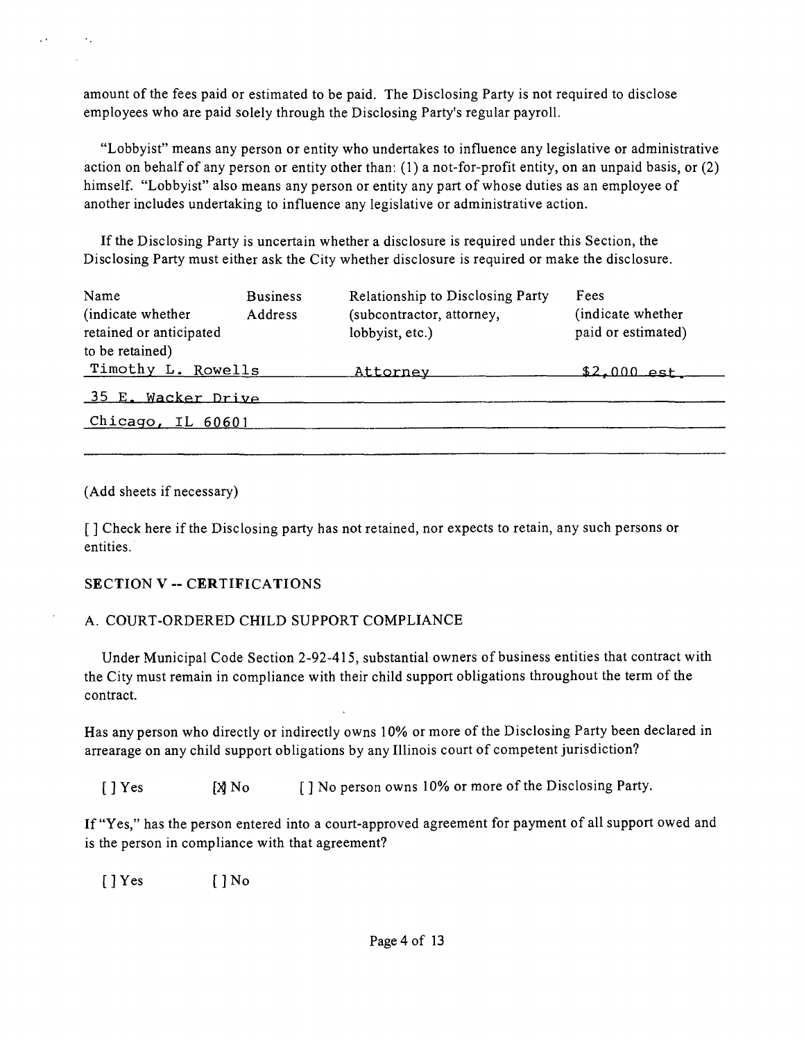amount of the fees paid or estimated to be paid. The Disclosing Party is not required to disclose employees who are paid solely through the Disclosing Party's regular payroll.

"Lobbyist" means any person or entity who undertakes to influence any legislative or administrative action on behalf of any person or entity other than: (1) a not-for-profit entity, on an unpaid basis, or (2) himself. "Lobbyist" also means any person or entity any part of whose duties as an employee of another includes undertaking to influence any legislative or administrative action.

If the Disclosing Party is uncertain whether a disclosure is required under this Section, the Disclosing Party must either ask the City whether disclosure is required or make the disclosure.

| Name (indicate whether retained or anticipated to be retained) | Business Address | Relationship to Disclosing Party (subcontractor, attorney, lobbyist, etc.) | Fees (indicate whether paid or estimated) |
|---|---|---|---|
| Timothy L. Rowells | | Attorney | $2,000 est. |
| 35 E. Wacker Drive | | | |
| Chicago, IL 60601 | | | |

(Add sheets if necessary)

[ ] Check here if the Disclosing party has not retained, nor expects to retain, any such persons or entities.

## SECTION V -- CERTIFICATIONS

### A. COURT-ORDERED CHILD SUPPORT COMPLIANCE

Under Municipal Code Section 2-92-415, substantial owners of business entities that contract with the City must remain in compliance with their child support obligations throughout the term of the contract.

Has any person who directly or indirectly owns 10% or more of the Disclosing Party been declared in arrearage on any child support obligations by any Illinois court of competent jurisdiction?

[ ] Yes  [X] No  [ ] No person owns 10% or more of the Disclosing Party.

If "Yes," has the person entered into a court-approved agreement for payment of all support owed and is the person in compliance with that agreement?

[ ] Yes  [ ] No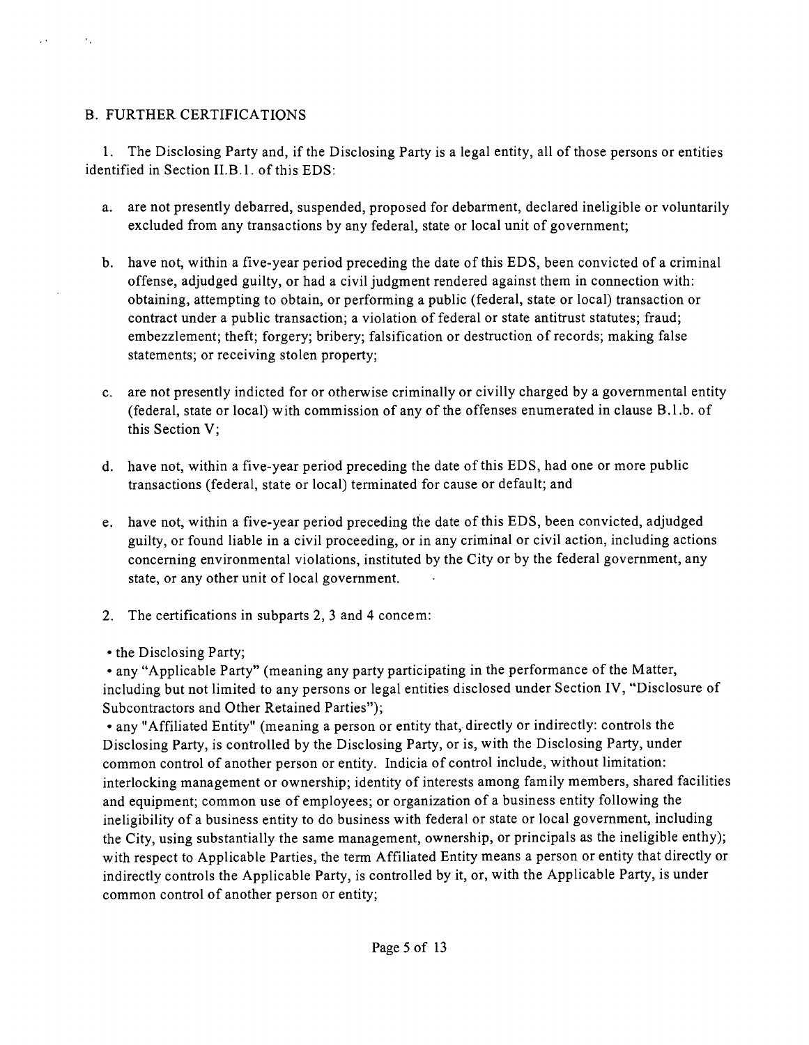## B. FURTHER CERTIFICATIONS

1. The Disclosing Party and, if the Disclosing Party is a legal entity, all of those persons or entities identified in Section II.B.1. of this EDS:

   a. are not presently debarred, suspended, proposed for debarment, declared ineligible or voluntarily excluded from any transactions by any federal, state or local unit of government;

   b. have not, within a five-year period preceding the date of this EDS, been convicted of a criminal offense, adjudged guilty, or had a civil judgment rendered against them in connection with: obtaining, attempting to obtain, or performing a public (federal, state or local) transaction or contract under a public transaction; a violation of federal or state antitrust statutes; fraud; embezzlement; theft; forgery; bribery; falsification or destruction of records; making false statements; or receiving stolen property;

   c. are not presently indicted for or otherwise criminally or civilly charged by a governmental entity (federal, state or local) with commission of any of the offenses enumerated in clause B.1.b. of this Section V;

   d. have not, within a five-year period preceding the date of this EDS, had one or more public transactions (federal, state or local) terminated for cause or default; and

   e. have not, within a five-year period preceding the date of this EDS, been convicted, adjudged guilty, or found liable in a civil proceeding, or in any criminal or civil action, including actions concerning environmental violations, instituted by the City or by the federal government, any state, or any other unit of local government.

2. The certifications in subparts 2, 3 and 4 concem:

   • the Disclosing Party;

   • any "Applicable Party" (meaning any party participating in the performance of the Matter, including but not limited to any persons or legal entities disclosed under Section IV, "Disclosure of Subcontractors and Other Retained Parties");

   • any "Affiliated Entity" (meaning a person or entity that, directly or indirectly: controls the Disclosing Party, is controlled by the Disclosing Party, or is, with the Disclosing Party, under common control of another person or entity. Indicia of control include, without limitation: interlocking management or ownership; identity of interests among family members, shared facilities and equipment; common use of employees; or organization of a business entity following the ineligibility of a business entity to do business with federal or state or local government, including the City, using substantially the same management, ownership, or principals as the ineligible enthy); with respect to Applicable Parties, the term Affiliated Entity means a person or entity that directly or indirectly controls the Applicable Party, is controlled by it, or, with the Applicable Party, is under common control of another person or entity;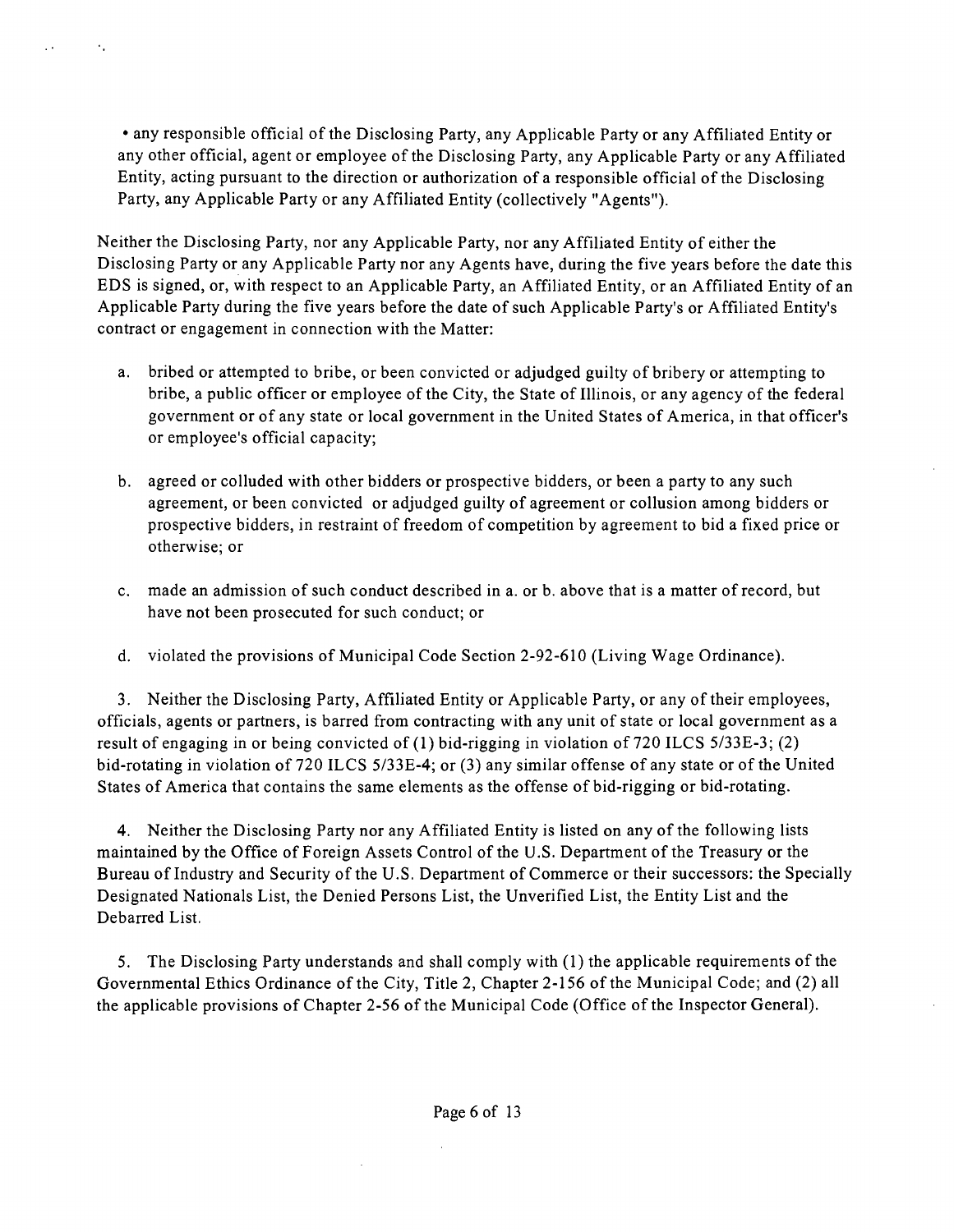- any responsible official of the Disclosing Party, any Applicable Party or any Affiliated Entity or any other official, agent or employee of the Disclosing Party, any Applicable Party or any Affiliated Entity, acting pursuant to the direction or authorization of a responsible official of the Disclosing Party, any Applicable Party or any Affiliated Entity (collectively "Agents").

Neither the Disclosing Party, nor any Applicable Party, nor any Affiliated Entity of either the Disclosing Party or any Applicable Party nor any Agents have, during the five years before the date this EDS is signed, or, with respect to an Applicable Party, an Affiliated Entity, or an Affiliated Entity of an Applicable Party during the five years before the date of such Applicable Party's or Affiliated Entity's contract or engagement in connection with the Matter:

a. bribed or attempted to bribe, or been convicted or adjudged guilty of bribery or attempting to bribe, a public officer or employee of the City, the State of Illinois, or any agency of the federal government or of any state or local government in the United States of America, in that officer's or employee's official capacity;

b. agreed or colluded with other bidders or prospective bidders, or been a party to any such agreement, or been convicted or adjudged guilty of agreement or collusion among bidders or prospective bidders, in restraint of freedom of competition by agreement to bid a fixed price or otherwise; or

c. made an admission of such conduct described in a. or b. above that is a matter of record, but have not been prosecuted for such conduct; or

d. violated the provisions of Municipal Code Section 2-92-610 (Living Wage Ordinance).

3. Neither the Disclosing Party, Affiliated Entity or Applicable Party, or any of their employees, officials, agents or partners, is barred from contracting with any unit of state or local government as a result of engaging in or being convicted of (1) bid-rigging in violation of 720 ILCS 5/33E-3; (2) bid-rotating in violation of 720 ILCS 5/33E-4; or (3) any similar offense of any state or of the United States of America that contains the same elements as the offense of bid-rigging or bid-rotating.

4. Neither the Disclosing Party nor any Affiliated Entity is listed on any of the following lists maintained by the Office of Foreign Assets Control of the U.S. Department of the Treasury or the Bureau of Industry and Security of the U.S. Department of Commerce or their successors: the Specially Designated Nationals List, the Denied Persons List, the Unverified List, the Entity List and the Debarred List.

5. The Disclosing Party understands and shall comply with (1) the applicable requirements of the Governmental Ethics Ordinance of the City, Title 2, Chapter 2-156 of the Municipal Code; and (2) all the applicable provisions of Chapter 2-56 of the Municipal Code (Office of the Inspector General).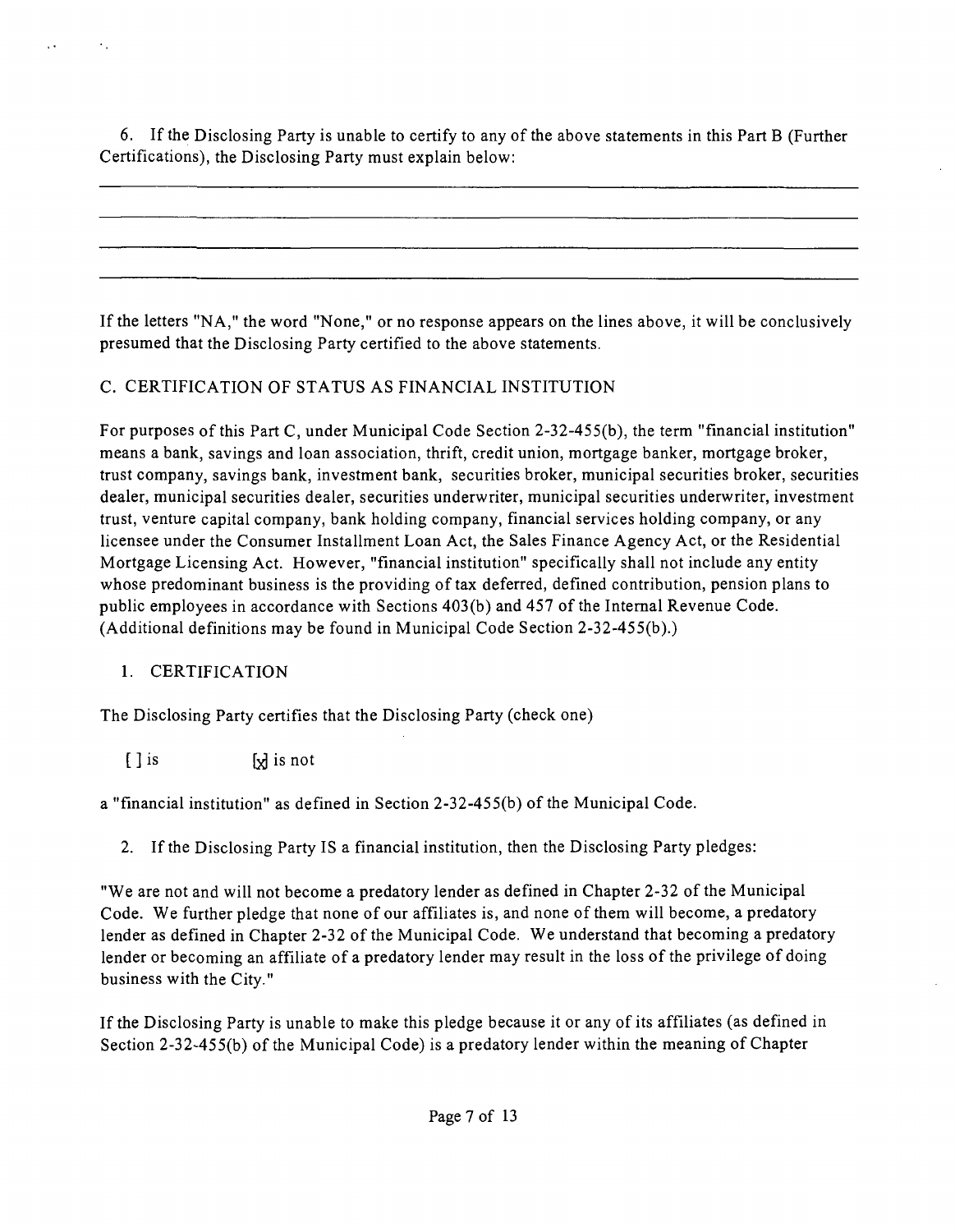6. If the Disclosing Party is unable to certify to any of the above statements in this Part B (Further Certifications), the Disclosing Party must explain below:

If the letters "NA," the word "None," or no response appears on the lines above, it will be conclusively presumed that the Disclosing Party certified to the above statements.

## C. CERTIFICATION OF STATUS AS FINANCIAL INSTITUTION

For purposes of this Part C, under Municipal Code Section 2-32-455(b), the term "financial institution" means a bank, savings and loan association, thrift, credit union, mortgage banker, mortgage broker, trust company, savings bank, investment bank, securities broker, municipal securities broker, securities dealer, municipal securities dealer, securities underwriter, municipal securities underwriter, investment trust, venture capital company, bank holding company, financial services holding company, or any licensee under the Consumer Installment Loan Act, the Sales Finance Agency Act, or the Residential Mortgage Licensing Act. However, "financial institution" specifically shall not include any entity whose predominant business is the providing of tax deferred, defined contribution, pension plans to public employees in accordance with Sections 403(b) and 457 of the Internal Revenue Code. (Additional definitions may be found in Municipal Code Section 2-32-455(b).)

1. CERTIFICATION

The Disclosing Party certifies that the Disclosing Party (check one)

[ ] is [x] is not

a "financial institution" as defined in Section 2-32-455(b) of the Municipal Code.

2. If the Disclosing Party IS a financial institution, then the Disclosing Party pledges:

"We are not and will not become a predatory lender as defined in Chapter 2-32 of the Municipal Code. We further pledge that none of our affiliates is, and none of them will become, a predatory lender as defined in Chapter 2-32 of the Municipal Code. We understand that becoming a predatory lender or becoming an affiliate of a predatory lender may result in the loss of the privilege of doing business with the City."

If the Disclosing Party is unable to make this pledge because it or any of its affiliates (as defined in Section 2-32-455(b) of the Municipal Code) is a predatory lender within the meaning of Chapter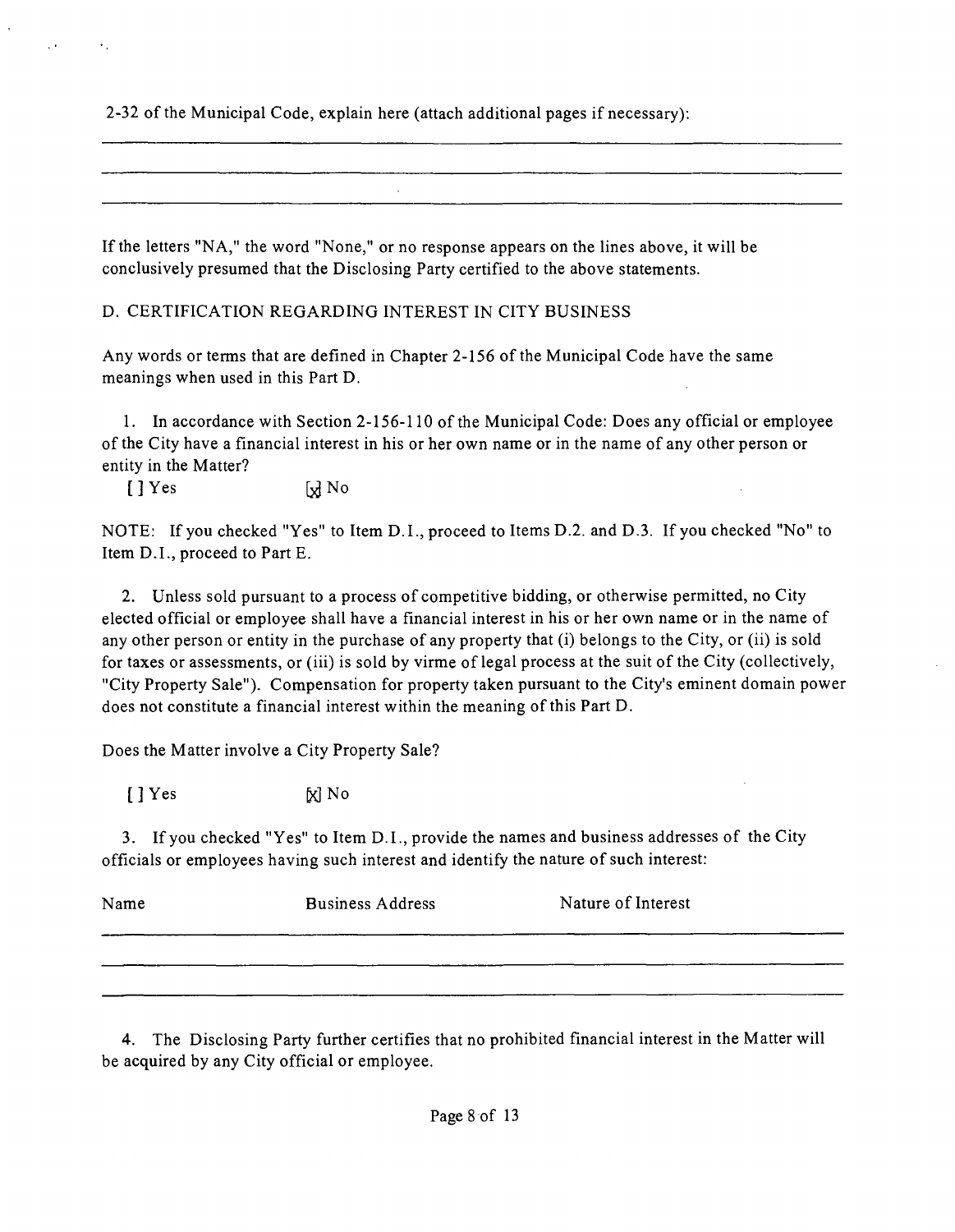2-32 of the Municipal Code, explain here (attach additional pages if necessary):

If the letters "NA," the word "None," or no response appears on the lines above, it will be conclusively presumed that the Disclosing Party certified to the above statements.

D. CERTIFICATION REGARDING INTEREST IN CITY BUSINESS

Any words or terms that are defined in Chapter 2-156 of the Municipal Code have the same meanings when used in this Part D.

1. In accordance with Section 2-156-110 of the Municipal Code: Does any official or employee of the City have a financial interest in his or her own name or in the name of any other person or entity in the Matter?

[ ] Yes [x] No

NOTE: If you checked "Yes" to Item D.1., proceed to Items D.2. and D.3. If you checked "No" to Item D.1., proceed to Part E.

2. Unless sold pursuant to a process of competitive bidding, or otherwise permitted, no City elected official or employee shall have a financial interest in his or her own name or in the name of any other person or entity in the purchase of any property that (i) belongs to the City, or (ii) is sold for taxes or assessments, or (iii) is sold by virme of legal process at the suit of the City (collectively, "City Property Sale"). Compensation for property taken pursuant to the City's eminent domain power does not constitute a financial interest within the meaning of this Part D.

Does the Matter involve a City Property Sale?

[ ] Yes [x] No

3. If you checked "Yes" to Item D.1., provide the names and business addresses of the City officials or employees having such interest and identify the nature of such interest:

| Name | Business Address | Nature of Interest |
|---|---|---|
| | | |

4. The Disclosing Party further certifies that no prohibited financial interest in the Matter will be acquired by any City official or employee.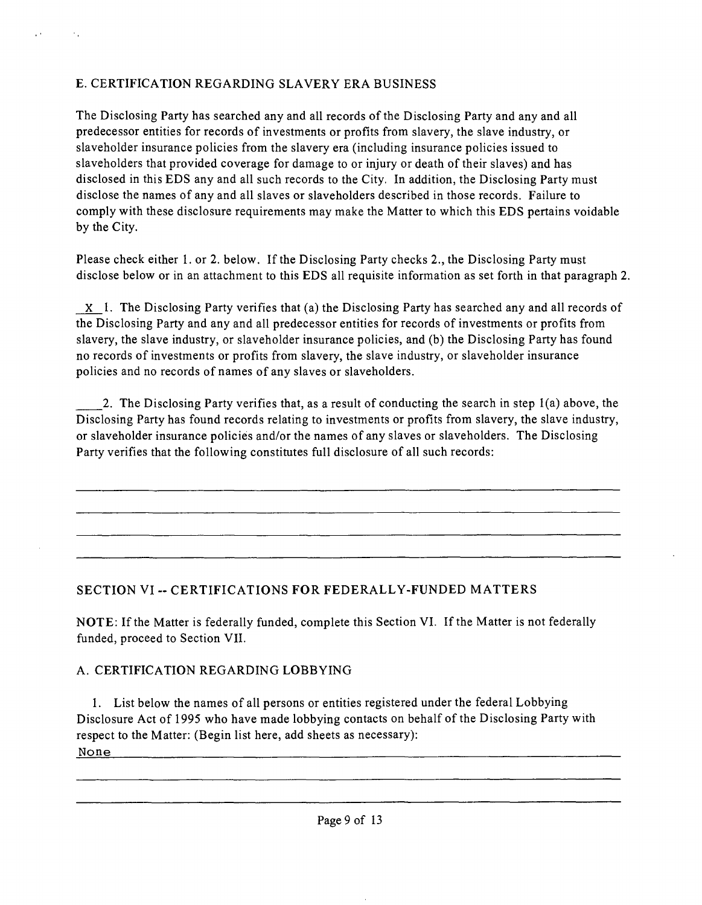### E. CERTIFICATION REGARDING SLAVERY ERA BUSINESS

The Disclosing Party has searched any and all records of the Disclosing Party and any and all predecessor entities for records of investments or profits from slavery, the slave industry, or slaveholder insurance policies from the slavery era (including insurance policies issued to slaveholders that provided coverage for damage to or injury or death of their slaves) and has disclosed in this EDS any and all such records to the City. In addition, the Disclosing Party must disclose the names of any and all slaves or slaveholders described in those records. Failure to comply with these disclosure requirements may make the Matter to which this EDS pertains voidable by the City.

Please check either 1. or 2. below. If the Disclosing Party checks 2., the Disclosing Party must disclose below or in an attachment to this EDS all requisite information as set forth in that paragraph 2.

\_X\_ 1. The Disclosing Party verifies that (a) the Disclosing Party has searched any and all records of the Disclosing Party and any and all predecessor entities for records of investments or profits from slavery, the slave industry, or slaveholder insurance policies, and (b) the Disclosing Party has found no records of investments or profits from slavery, the slave industry, or slaveholder insurance policies and no records of names of any slaves or slaveholders.

\_\_\_\_ 2. The Disclosing Party verifies that, as a result of conducting the search in step 1(a) above, the Disclosing Party has found records relating to investments or profits from slavery, the slave industry, or slaveholder insurance policies and/or the names of any slaves or slaveholders. The Disclosing Party verifies that the following constitutes full disclosure of all such records:

\_\_\_\_\_\_\_\_\_\_\_\_\_\_\_\_\_\_\_\_\_\_\_\_\_\_\_\_\_\_\_\_\_\_\_\_\_\_\_\_\_\_\_\_\_\_\_\_\_\_\_\_\_\_\_\_\_\_\_\_

\_\_\_\_\_\_\_\_\_\_\_\_\_\_\_\_\_\_\_\_\_\_\_\_\_\_\_\_\_\_\_\_\_\_\_\_\_\_\_\_\_\_\_\_\_\_\_\_\_\_\_\_\_\_\_\_\_\_\_\_

\_\_\_\_\_\_\_\_\_\_\_\_\_\_\_\_\_\_\_\_\_\_\_\_\_\_\_\_\_\_\_\_\_\_\_\_\_\_\_\_\_\_\_\_\_\_\_\_\_\_\_\_\_\_\_\_\_\_\_\_

\_\_\_\_\_\_\_\_\_\_\_\_\_\_\_\_\_\_\_\_\_\_\_\_\_\_\_\_\_\_\_\_\_\_\_\_\_\_\_\_\_\_\_\_\_\_\_\_\_\_\_\_\_\_\_\_\_\_\_\_

## SECTION VI -- CERTIFICATIONS FOR FEDERALLY-FUNDED MATTERS

**NOTE**: If the Matter is federally funded, complete this Section VI. If the Matter is not federally funded, proceed to Section VII.

### A. CERTIFICATION REGARDING LOBBYING

1. List below the names of all persons or entities registered under the federal Lobbying Disclosure Act of 1995 who have made lobbying contacts on behalf of the Disclosing Party with respect to the Matter: (Begin list here, add sheets as necessary):

None

\_\_\_\_\_\_\_\_\_\_\_\_\_\_\_\_\_\_\_\_\_\_\_\_\_\_\_\_\_\_\_\_\_\_\_\_\_\_\_\_\_\_\_\_\_\_\_\_\_\_\_\_\_\_\_\_\_\_\_\_

\_\_\_\_\_\_\_\_\_\_\_\_\_\_\_\_\_\_\_\_\_\_\_\_\_\_\_\_\_\_\_\_\_\_\_\_\_\_\_\_\_\_\_\_\_\_\_\_\_\_\_\_\_\_\_\_\_\_\_\_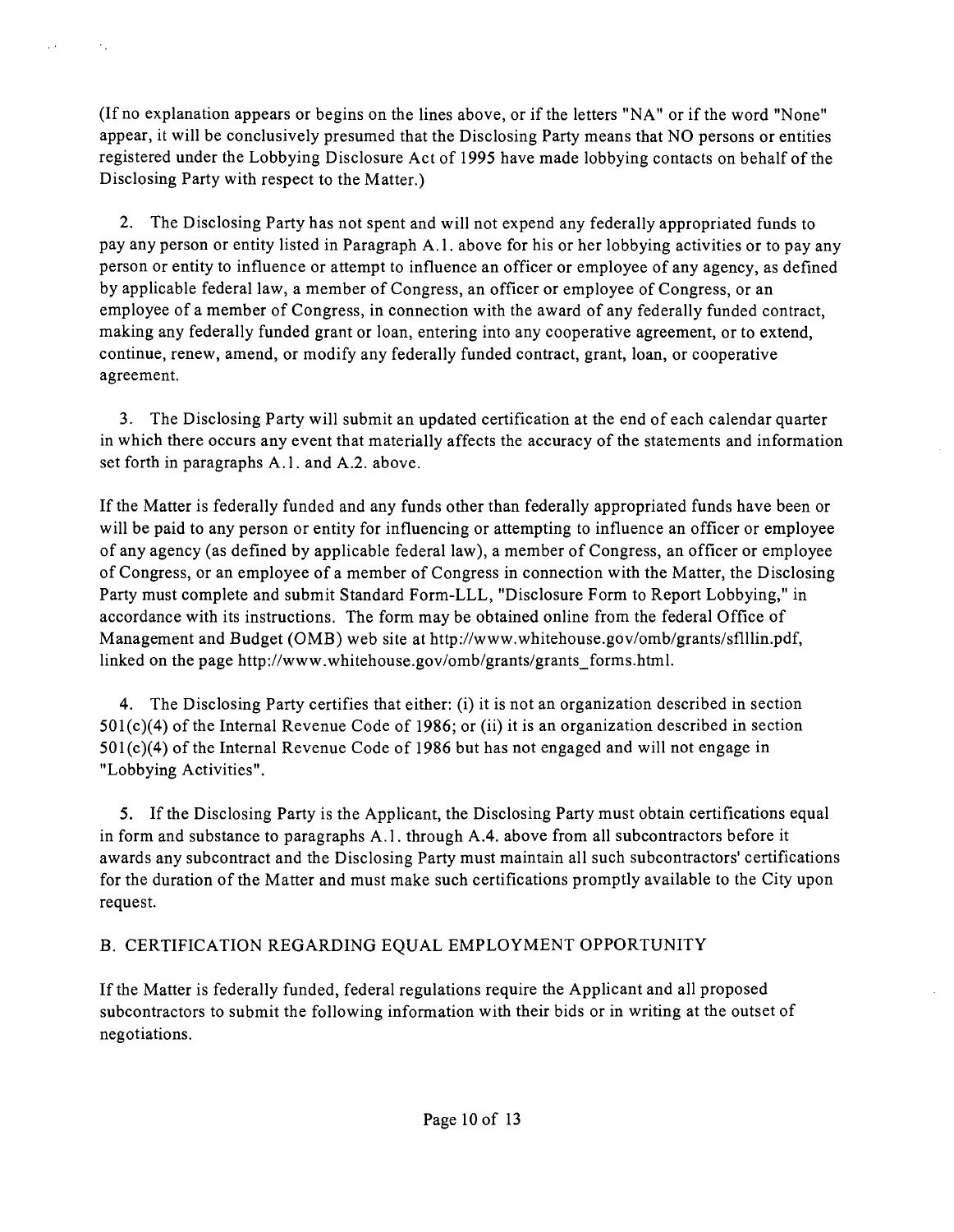(If no explanation appears or begins on the lines above, or if the letters "NA" or if the word "None" appear, it will be conclusively presumed that the Disclosing Party means that NO persons or entities registered under the Lobbying Disclosure Act of 1995 have made lobbying contacts on behalf of the Disclosing Party with respect to the Matter.)

2. The Disclosing Party has not spent and will not expend any federally appropriated funds to pay any person or entity listed in Paragraph A.1. above for his or her lobbying activities or to pay any person or entity to influence or attempt to influence an officer or employee of any agency, as defined by applicable federal law, a member of Congress, an officer or employee of Congress, or an employee of a member of Congress, in connection with the award of any federally funded contract, making any federally funded grant or loan, entering into any cooperative agreement, or to extend, continue, renew, amend, or modify any federally funded contract, grant, loan, or cooperative agreement.

3. The Disclosing Party will submit an updated certification at the end of each calendar quarter in which there occurs any event that materially affects the accuracy of the statements and information set forth in paragraphs A.1. and A.2. above.

If the Matter is federally funded and any funds other than federally appropriated funds have been or will be paid to any person or entity for influencing or attempting to influence an officer or employee of any agency (as defined by applicable federal law), a member of Congress, an officer or employee of Congress, or an employee of a member of Congress in connection with the Matter, the Disclosing Party must complete and submit Standard Form-LLL, "Disclosure Form to Report Lobbying," in accordance with its instructions. The form may be obtained online from the federal Office of Management and Budget (OMB) web site at http://www.whitehouse.gov/omb/grants/sflllin.pdf, linked on the page http://www.whitehouse.gov/omb/grants/grants_forms.html.

4. The Disclosing Party certifies that either: (i) it is not an organization described in section 501(c)(4) of the Internal Revenue Code of 1986; or (ii) it is an organization described in section 501(c)(4) of the Internal Revenue Code of 1986 but has not engaged and will not engage in "Lobbying Activities".

5. If the Disclosing Party is the Applicant, the Disclosing Party must obtain certifications equal in form and substance to paragraphs A.1. through A.4. above from all subcontractors before it awards any subcontract and the Disclosing Party must maintain all such subcontractors' certifications for the duration of the Matter and must make such certifications promptly available to the City upon request.

## B. CERTIFICATION REGARDING EQUAL EMPLOYMENT OPPORTUNITY

If the Matter is federally funded, federal regulations require the Applicant and all proposed subcontractors to submit the following information with their bids or in writing at the outset of negotiations.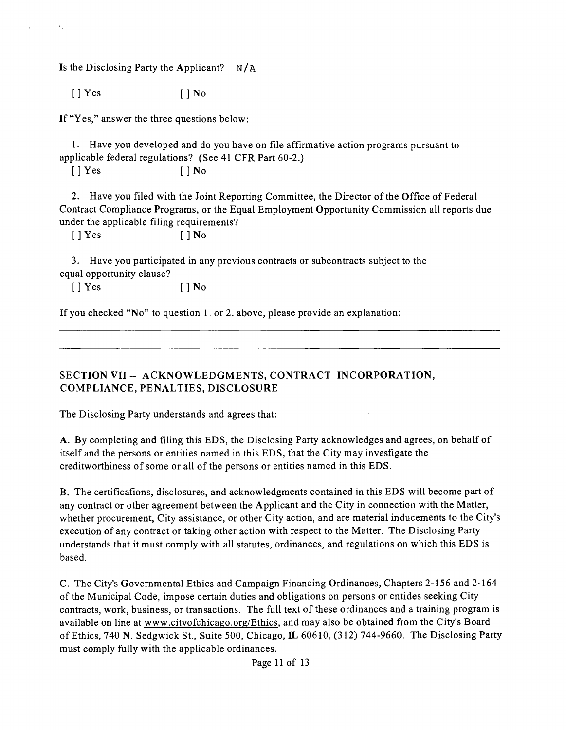Is the Disclosing Party the Applicant? N/A

[ ] Yes [ ] No

If "Yes," answer the three questions below:

1. Have you developed and do you have on file affirmative action programs pursuant to applicable federal regulations? (See 41 CFR Part 60-2.)

   [ ] Yes [ ] No

2. Have you filed with the Joint Reporting Committee, the Director of the Office of Federal Contract Compliance Programs, or the Equal Employment Opportunity Commission all reports due under the applicable filing requirements?

   [ ] Yes [ ] No

3. Have you participated in any previous contracts or subcontracts subject to the equal opportunity clause?

   [ ] Yes [ ] No

If you checked "No" to question 1. or 2. above, please provide an explanation:

## SECTION VII -- ACKNOWLEDGMENTS, CONTRACT INCORPORATION, COMPLIANCE, PENALTIES, DISCLOSURE

The Disclosing Party understands and agrees that:

A. By completing and filing this EDS, the Disclosing Party acknowledges and agrees, on behalf of itself and the persons or entities named in this EDS, that the City may invesfigate the creditworthiness of some or all of the persons or entities named in this EDS.

B. The certificafions, disclosures, and acknowledgments contained in this EDS will become part of any contract or other agreement between the Applicant and the City in connection with the Matter, whether procurement, City assistance, or other City action, and are material inducements to the City's execution of any contract or taking other action with respect to the Matter. The Disclosing Party understands that it must comply with all statutes, ordinances, and regulations on which this EDS is based.

C. The City's Governmental Ethics and Campaign Financing Ordinances, Chapters 2-156 and 2-164 of the Municipal Code, impose certain duties and obligations on persons or entides seeking City contracts, work, business, or transactions. The full text of these ordinances and a training program is available on line at www.cityofchicago.org/Ethics, and may also be obtained from the City's Board of Ethics, 740 N. Sedgwick St., Suite 500, Chicago, IL 60610, (312) 744-9660. The Disclosing Party must comply fully with the applicable ordinances.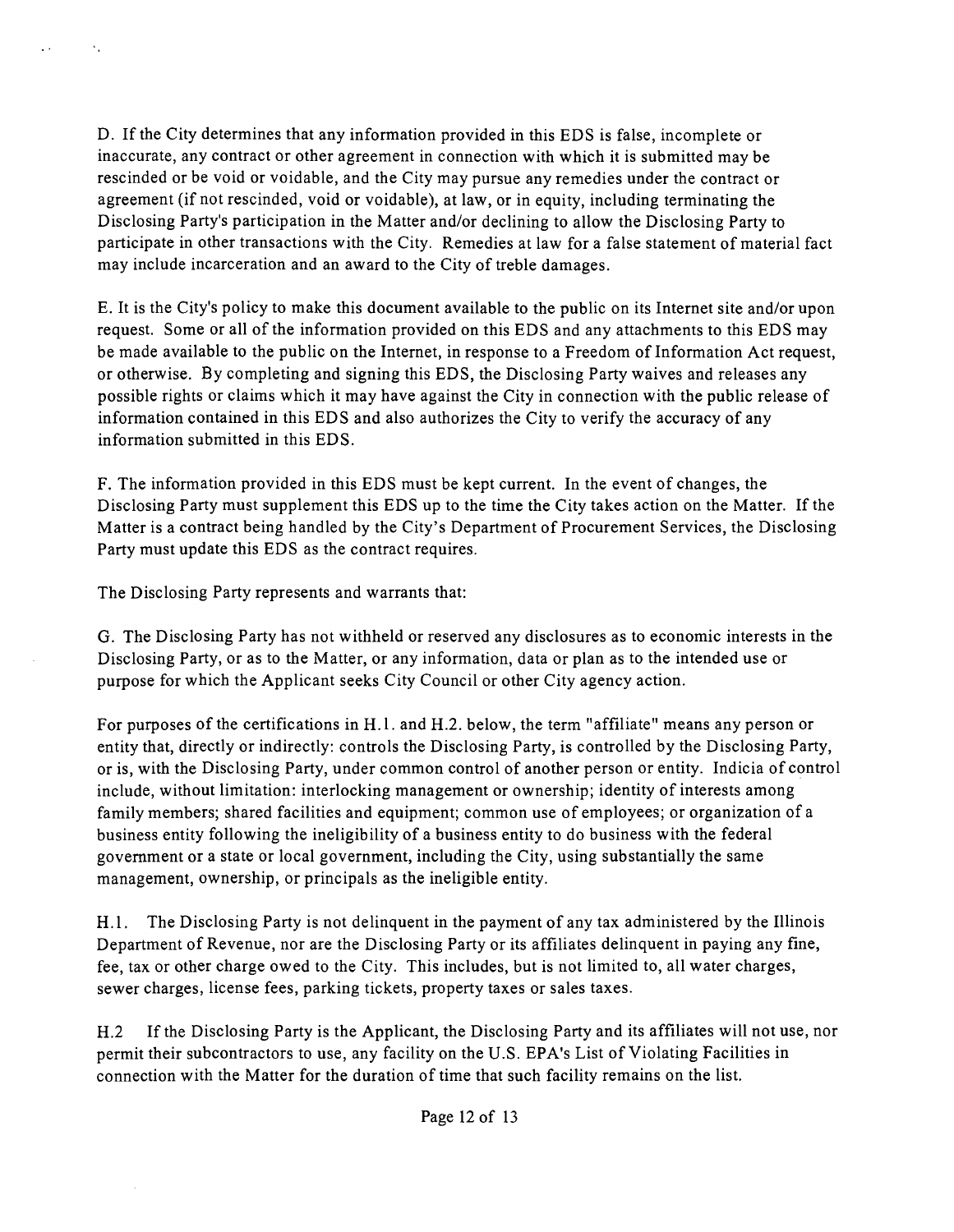D. If the City determines that any information provided in this EDS is false, incomplete or inaccurate, any contract or other agreement in connection with which it is submitted may be rescinded or be void or voidable, and the City may pursue any remedies under the contract or agreement (if not rescinded, void or voidable), at law, or in equity, including terminating the Disclosing Party's participation in the Matter and/or declining to allow the Disclosing Party to participate in other transactions with the City. Remedies at law for a false statement of material fact may include incarceration and an award to the City of treble damages.

E. It is the City's policy to make this document available to the public on its Internet site and/or upon request. Some or all of the information provided on this EDS and any attachments to this EDS may be made available to the public on the Internet, in response to a Freedom of Information Act request, or otherwise. By completing and signing this EDS, the Disclosing Party waives and releases any possible rights or claims which it may have against the City in connection with the public release of information contained in this EDS and also authorizes the City to verify the accuracy of any information submitted in this EDS.

F. The information provided in this EDS must be kept current. In the event of changes, the Disclosing Party must supplement this EDS up to the time the City takes action on the Matter. If the Matter is a contract being handled by the City's Department of Procurement Services, the Disclosing Party must update this EDS as the contract requires.

The Disclosing Party represents and warrants that:

G. The Disclosing Party has not withheld or reserved any disclosures as to economic interests in the Disclosing Party, or as to the Matter, or any information, data or plan as to the intended use or purpose for which the Applicant seeks City Council or other City agency action.

For purposes of the certifications in H.1. and H.2. below, the term "affiliate" means any person or entity that, directly or indirectly: controls the Disclosing Party, is controlled by the Disclosing Party, or is, with the Disclosing Party, under common control of another person or entity. Indicia of control include, without limitation: interlocking management or ownership; identity of interests among family members; shared facilities and equipment; common use of employees; or organization of a business entity following the ineligibility of a business entity to do business with the federal government or a state or local government, including the City, using substantially the same management, ownership, or principals as the ineligible entity.

H.1. The Disclosing Party is not delinquent in the payment of any tax administered by the Illinois Department of Revenue, nor are the Disclosing Party or its affiliates delinquent in paying any fine, fee, tax or other charge owed to the City. This includes, but is not limited to, all water charges, sewer charges, license fees, parking tickets, property taxes or sales taxes.

H.2 If the Disclosing Party is the Applicant, the Disclosing Party and its affiliates will not use, nor permit their subcontractors to use, any facility on the U.S. EPA's List of Violating Facilities in connection with the Matter for the duration of time that such facility remains on the list.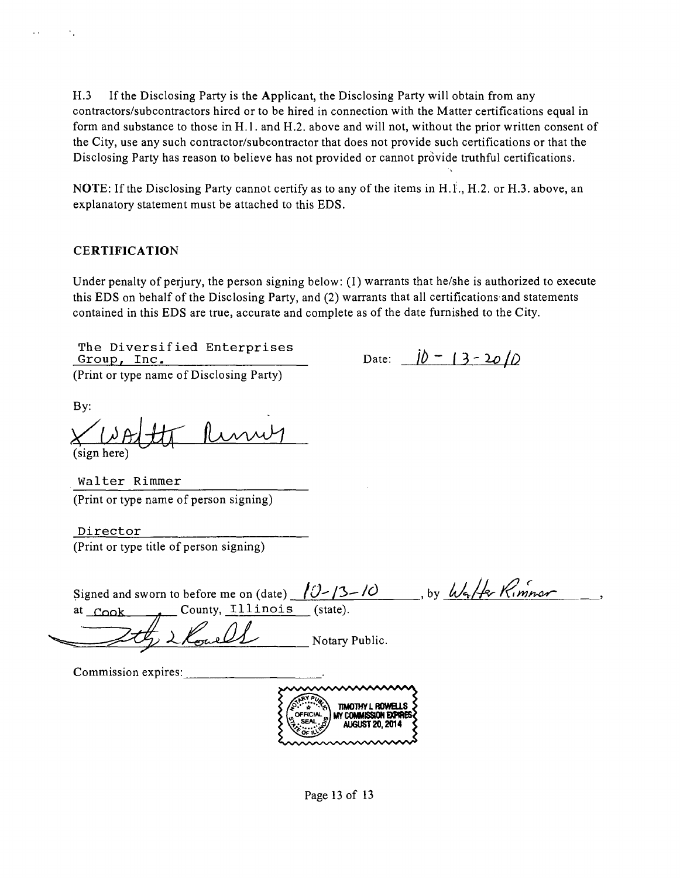H.3 If the Disclosing Party is the Applicant, the Disclosing Party will obtain from any contractors/subcontractors hired or to be hired in connection with the Matter certifications equal in form and substance to those in H.1. and H.2. above and will not, without the prior written consent of the City, use any such contractor/subcontractor that does not provide such certifications or that the Disclosing Party has reason to believe has not provided or cannot provide truthful certifications.

NOTE: If the Disclosing Party cannot certify as to any of the items in H.1., H.2. or H.3. above, an explanatory statement must be attached to this EDS.

## CERTIFICATION

Under penalty of perjury, the person signing below: (1) warrants that he/she is authorized to execute this EDS on behalf of the Disclosing Party, and (2) warrants that all certifications and statements contained in this EDS are true, accurate and complete as of the date furnished to the City.

The Diversified Enterprises Group, Inc.
(Print or type name of Disclosing Party)

Date: 10-13-2010

By:

X Walter Rimmer
(sign here)

Walter Rimmer
(Print or type name of person signing)

Director
(Print or type title of person signing)

Signed and sworn to before me on (date) 10-13-10, by Walter Rimmer, at Cook County, Illinois (state).

Timothy L Rowells Notary Public.

Commission expires: ____________.

OFFICIAL SEAL
TIMOTHY L ROWELLS
NOTARY PUBLIC STATE OF ILLINOIS
MY COMMISSION EXPIRES AUGUST 20, 2014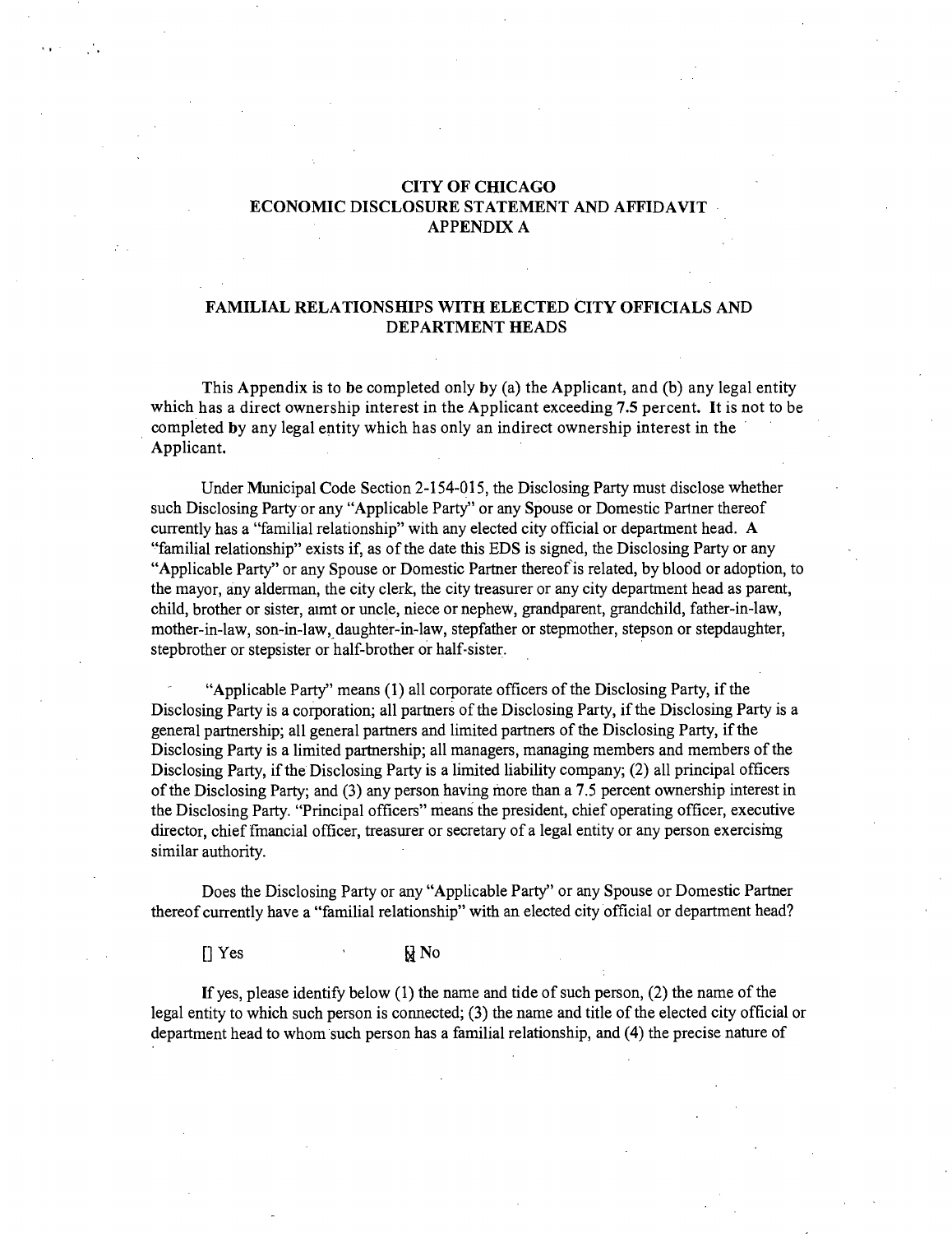**CITY OF CHICAGO**
**ECONOMIC DISCLOSURE STATEMENT AND AFFIDAVIT**
**APPENDIX A**

**FAMILIAL RELATIONSHIPS WITH ELECTED CITY OFFICIALS AND DEPARTMENT HEADS**

This Appendix is to be completed only by (a) the Applicant, and (b) any legal entity which has a direct ownership interest in the Applicant exceeding 7.5 percent. It is not to be completed by any legal entity which has only an indirect ownership interest in the Applicant.

Under Municipal Code Section 2-154-015, the Disclosing Party must disclose whether such Disclosing Party or any "Applicable Party" or any Spouse or Domestic Partner thereof currently has a "familial relationship" with any elected city official or department head. A "familial relationship" exists if, as of the date this EDS is signed, the Disclosing Party or any "Applicable Party" or any Spouse or Domestic Partner thereof is related, by blood or adoption, to the mayor, any alderman, the city clerk, the city treasurer or any city department head as parent, child, brother or sister, aunt or uncle, niece or nephew, grandparent, grandchild, father-in-law, mother-in-law, son-in-law, daughter-in-law, stepfather or stepmother, stepson or stepdaughter, stepbrother or stepsister or half-brother or half-sister.

"Applicable Party" means (1) all corporate officers of the Disclosing Party, if the Disclosing Party is a corporation; all partners of the Disclosing Party, if the Disclosing Party is a general partnership; all general partners and limited partners of the Disclosing Party, if the Disclosing Party is a limited partnership; all managers, managing members and members of the Disclosing Party, if the Disclosing Party is a limited liability company; (2) all principal officers of the Disclosing Party; and (3) any person having more than a 7.5 percent ownership interest in the Disclosing Party. "Principal officers" means the president, chief operating officer, executive director, chief financial officer, treasurer or secretary of a legal entity or any person exercising similar authority.

Does the Disclosing Party or any "Applicable Party" or any Spouse or Domestic Partner thereof currently have a "familial relationship" with an elected city official or department head?

[ ] Yes [X] No

If yes, please identify below (1) the name and title of such person, (2) the name of the legal entity to which such person is connected; (3) the name and title of the elected city official or department head to whom such person has a familial relationship, and (4) the precise nature of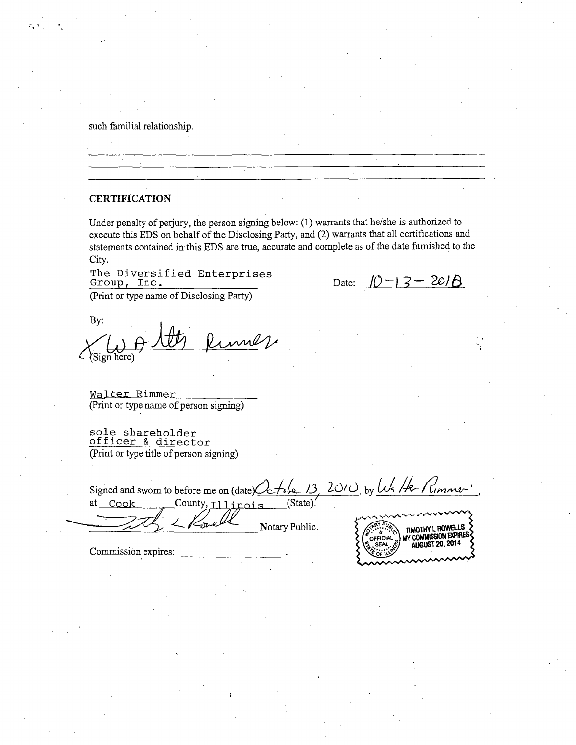such familial relationship.

---

### CERTIFICATION

Under penalty of perjury, the person signing below: (1) warrants that he/she is authorized to execute this EDS on behalf of the Disclosing Party, and (2) warrants that all certifications and statements contained in this EDS are true, accurate and complete as of the date furnished to the City.

The Diversified Enterprises Group, Inc.
(Print or type name of Disclosing Party)

Date: 10-13-2010

By: Walter Rimmer
(Sign here)

Walter Rimmer
(Print or type name of person signing)

sole shareholder officer & director
(Print or type title of person signing)

Signed and sworn to before me on (date) October 13, 2010, by Walter Rimmer,
at Cook County, Illinois (State).

Timothy L Rowells Notary Public.

Commission expires: ____________.

OFFICIAL SEAL
NOTARY PUBLIC STATE OF ILLINOIS
TIMOTHY L ROWELLS
MY COMMISSION EXPIRES AUGUST 20, 2014